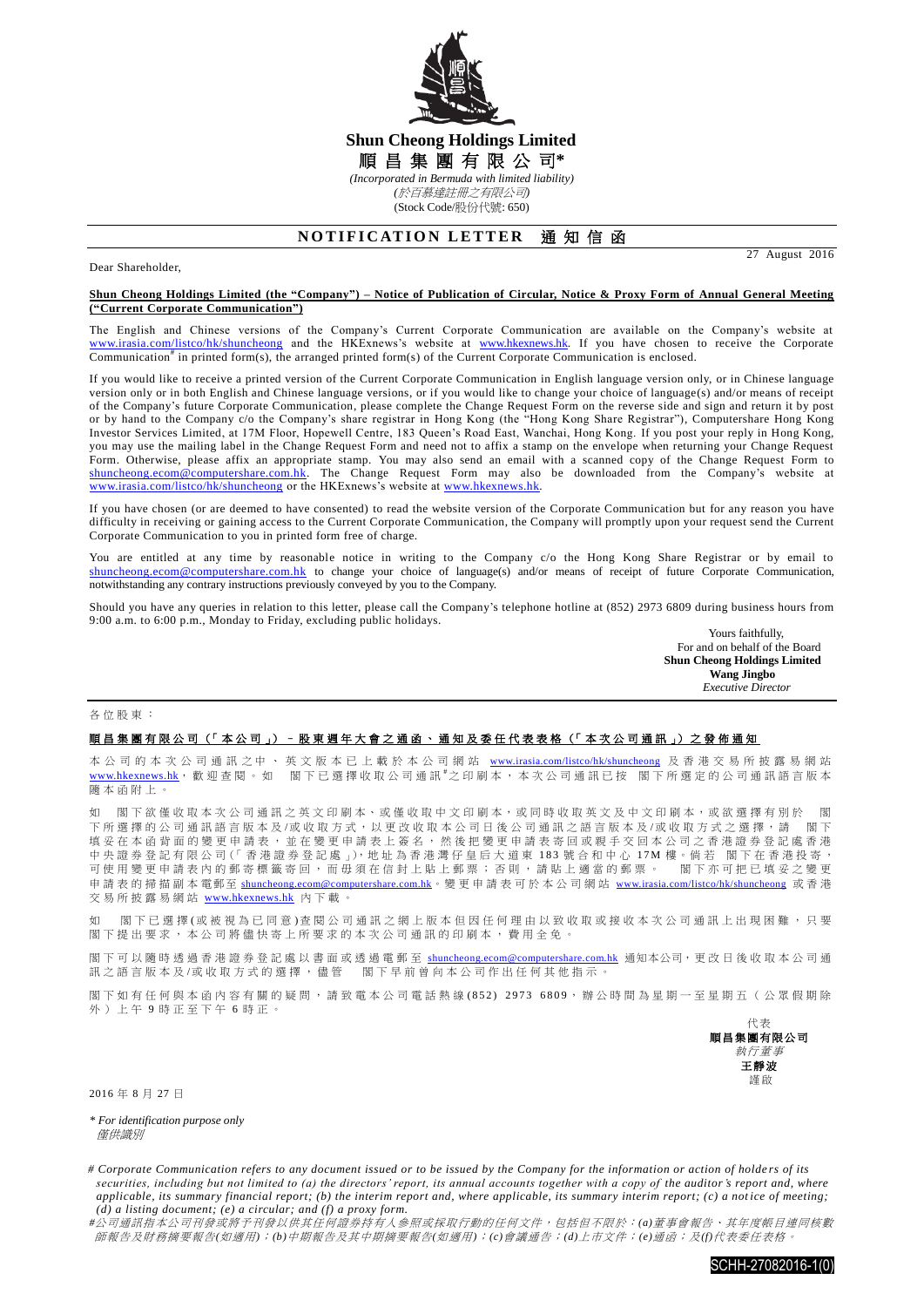**Shun Cheong Holdings Limited**

**順昌集團有限公司***

*(Incorporated in Bermuda with limited liability)*

*(於百慕達註冊之有限公司)*

(Stock Code/股份代號: 650)

# NOTIFICATION LETTER 通知信函

27 August 2016

Dear Shareholder,

**Shun Cheong Holdings Limited (the "Company") – Notice of Publication of Circular, Notice & Proxy Form of Annual General Meeting ("Current Corporate Communication")**

The English and Chinese versions of the Company's Current Corporate Communication are available on the Company's website at www.irasia.com/listco/hk/shuncheong and the HKExnews's website at www.hkexnews.hk. If you have chosen to receive the Corporate Communication# in printed form(s), the arranged printed form(s) of the Current Corporate Communication is enclosed.

If you would like to receive a printed version of the Current Corporate Communication in English language version only, or in Chinese language version only or in both English and Chinese language versions, or if you would like to change your choice of language(s) and/or means of receipt of the Company's future Corporate Communication, please complete the Change Request Form on the reverse side and sign and return it by post or by hand to the Company c/o the Company's share registrar in Hong Kong (the "Hong Kong Share Registrar"), Computershare Hong Kong Investor Services Limited, at 17M Floor, Hopewell Centre, 183 Queen's Road East, Wanchai, Hong Kong. If you post your reply in Hong Kong, you may use the mailing label in the Change Request Form and need not to affix a stamp on the envelope when returning your Change Request Form. Otherwise, please affix an appropriate stamp. You may also send an email with a scanned copy of the Change Request Form to shuncheong.ecom@computershare.com.hk. The Change Request Form may also be downloaded from the Company's website at www.irasia.com/listco/hk/shuncheong or the HKExnews's website at www.hkexnews.hk.

If you have chosen (or are deemed to have consented) to read the website version of the Corporate Communication but for any reason you have difficulty in receiving or gaining access to the Current Corporate Communication, the Company will promptly upon your request send the Current Corporate Communication to you in printed form free of charge.

You are entitled at any time by reasonable notice in writing to the Company c/o the Hong Kong Share Registrar or by email to shuncheong.ecom@computershare.com.hk to change your choice of language(s) and/or means of receipt of future Corporate Communication, notwithstanding any contrary instructions previously conveyed by you to the Company.

Should you have any queries in relation to this letter, please call the Company's telephone hotline at (852) 2973 6809 during business hours from 9:00 a.m. to 6:00 p.m., Monday to Friday, excluding public holidays.

Yours faithfully,
For and on behalf of the Board
**Shun Cheong Holdings Limited**
**Wang Jingbo**
*Executive Director*

---

各位股東：

**順昌集團有限公司（「本公司」）–股東週年大會之通函、通知及委任代表表格（「本次公司通訊」）之發佈通知**

本公司的本次公司通訊之中、英文版本已上載於本公司網站 www.irasia.com/listco/hk/shuncheong 及香港交易所披露易網站 www.hkexnews.hk，歡迎查閱。如 閣下已選擇收取公司通訊#之印刷本，本次公司通訊已按 閣下所選定的公司通訊語言版本隨本函附上。

如 閣下欲僅收取本次公司通訊之英文印刷本、或僅收取中文印刷本，或同時收取英文及中文印刷本，或欲選擇有別於 閣下所選擇的公司通訊語言版本及/或收取方式，以更改收取本公司日後公司通訊之語言版本及/或收取方式之選擇，請 閣下填妥在本函背面的變更申請表，並在變更申請表上簽名，然後把變更申請表寄回或親手交回本公司之香港證券登記處香港中央證券登記有限公司(「香港證券登記處」)，地址為香港灣仔皇后大道東183號合和中心17M樓。倘若 閣下在香港投寄，可使用變更申請表內的郵寄標籤寄回，而毋須在信封上貼上郵票；否則，請貼上適當的郵票。 閣下亦可把已填妥之變更申請表的掃描副本電郵至 shuncheong.ecom@computershare.com.hk。變更申請表可於本公司網站 www.irasia.com/listco/hk/shuncheong 或香港交易所披露易網站 www.hkexnews.hk 內下載。

如 閣下已選擇(或被視為已同意)查閱公司通訊之網上版本但因任何理由以致收取或接收本次公司通訊上出現困難，只要 閣下提出要求，本公司將儘快寄上所要求的本次公司通訊的印刷本，費用全免。

閣下可以隨時透過香港證券登記處以書面或透過電郵至 shuncheong.ecom@computershare.com.hk 通知本公司，更改日後收取本公司通訊之語言版本及/或收取方式的選擇，儘管 閣下早前曾向本公司作出任何其他指示。

閣下如有任何與本函內容有關的疑問，請致電本公司電話熱線(852) 2973 6809，辦公時間為星期一至星期五（公眾假期除外）上午9時正至下午6時正。

代表
**順昌集團有限公司**
*執行董事*
**王靜波**
謹啟

2016年8月27日

*\* For identification purpose only*
*僅供識別*

*# Corporate Communication refers to any document issued or to be issued by the Company for the information or action of holders of its securities, including but not limited to (a) the directors' report, its annual accounts together with a copy of the auditor's report and, where applicable, its summary financial report; (b) the interim report and, where applicable, its summary interim report; (c) a notice of meeting; (d) a listing document; (e) a circular; and (f) a proxy form.*

*#公司通訊指本公司刊發或將予刊發以供其任何證券持有人參照或採取行動的任何文件，包括但不限於：(a)董事會報告、其年度帳目連同核數師報告及財務摘要報告(如適用)；(b)中期報告及其中期摘要報告(如適用)；(c)會議通告；(d)上市文件；(e)通函；及(f)代表委任表格。*

SCHH-27082016-1(0)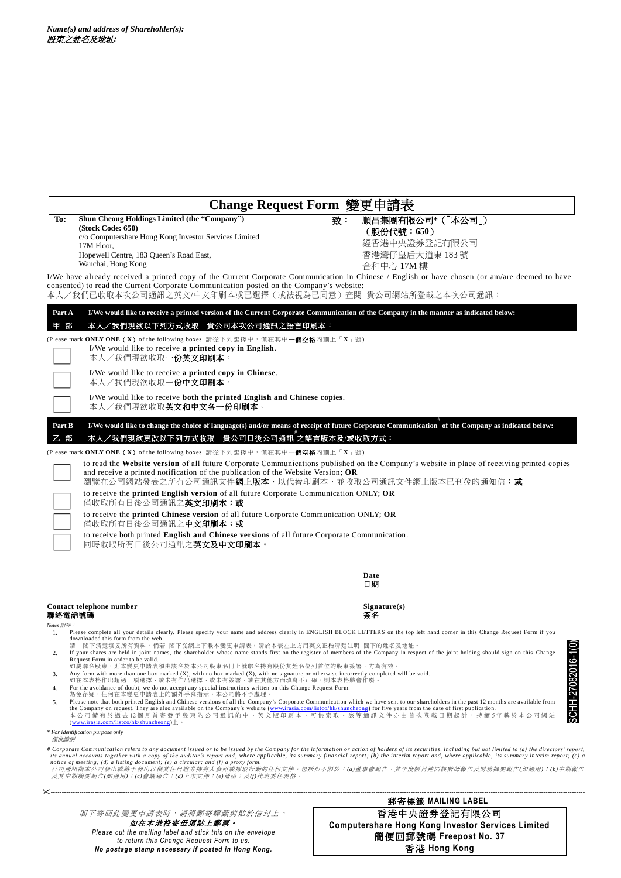*Name(s) and address of Shareholder(s):*
*股東之姓名及地址:*

# Change Request Form 變更申請表

**To:** **Shun Cheong Holdings Limited (the "Company")**
**(Stock Code: 650)**
c/o Computershare Hong Kong Investor Services Limited
17M Floor,
Hopewell Centre, 183 Queen's Road East,
Wanchai, Hong Kong

**致：** 順昌集團有限公司*（「本公司」）
（股份代號：650）
經香港中央證券登記有限公司
香港灣仔皇后大道東 183 號
合和中心 17M 樓

I/We have already received a printed copy of the Current Corporate Communication in Chinese / English or have chosen (or am/are deemed to have consented) to read the Current Corporate Communication posted on the Company's website:
本人／我們已收取本次公司通訊之英文/中文印刷本或已選擇（或被視為已同意）查閱 貴公司網站所登載之本次公司通訊：

**Part A** **I/We would like to receive a printed version of the Current Corporate Communication of the Company in the manner as indicated below:**
**甲 部** **本人／我們現欲以下列方式收取 貴公司本次公司通訊之語言印刷本：**

(Please mark **ONLY ONE** (**X**) of the following boxes 請從下列選擇中，僅在其中**一個空格**內劃上「**X**」號)

- ☐ I/We would like to receive **a printed copy in English**.
本人／我們現欲收取**一份英文印刷本**。
- ☐ I/We would like to receive **a printed copy in Chinese**.
本人／我們現欲收取**一份中文印刷本**。
- ☐ I/We would like to receive **both the printed English and Chinese copies**.
本人／我們現欲收取**英文和中文各一份印刷本**。

**Part B** **I/We would like to change the choice of language(s) and/or means of receipt of future Corporate Communication# of the Company as indicated below:**
**乙 部** **本人／我們現欲更改以下列方式收取 貴公司日後公司通訊#之語言版本及/或收取方式：**

(Please mark **ONLY ONE** (**X**) of the following boxes 請從下列選擇中，僅在其中**一個空格**內劃上「**X**」號)

- ☐ to read the **Website version** of all future Corporate Communications published on the Company's website in place of receiving printed copies and receive a printed notification of the publication of the Website Version; **OR**
瀏覽在公司網站發表之所有公司通訊文件**網上版本**，以代替印刷本，並收取公司通訊文件網上版本已刊發的通知信；**或**
- ☐ to receive the **printed English version** of all future Corporate Communication ONLY; **OR**
僅收取所有日後公司通訊之**英文印刷本；或**
- ☐ to receive the **printed Chinese version** of all future Corporate Communication ONLY; **OR**
僅收取所有日後公司通訊之**中文印刷本；或**
- ☐ to receive both printed **English and Chinese versions** of all future Corporate Communication.
同時收取所有日後公司通訊之**英文及中文印刷本**。

**Date**
**日期**

**Contact telephone number**
**聯絡電話號碼**

**Signature(s)**
**簽名**

*Notes 附註：*

1. Please complete all your details clearly. Please specify your name and address clearly in ENGLISH BLOCK LETTERS on the top left hand corner in this Change Request Form if you downloaded this form from the web.
請 閣下清楚填妥所有資料。倘若 閣下從網上下載本變更申請表，請於本表左上方用英文正楷清楚註明 閣下的姓名及地址。
2. If your shares are held in joint names, the shareholder whose name stands first on the register of members of the Company in respect of the joint holding should sign on this Change Request Form in order to be valid.
如屬聯名股東，則本變更申請表須由該名於本公司股東名冊上就聯名持有股份其姓名位列首位的股東簽署，方為有效。
3. Any form with more than one box marked (X), with no box marked (X), with no signature or otherwise incorrectly completed will be void.
如在本表格作出超過一項選擇、或未有作出選擇、或未有簽署、或在其他方面填寫不正確，則本表格將會作廢。
4. For the avoidance of doubt, we do not accept any special instructions written on this Change Request Form.
為免存疑，任何在本變更申請表上的額外手寫指示，本公司將不予處理。
5. Please note that both printed English and Chinese versions of all the Company's Corporate Communication which we have sent to our shareholders in the past 12 months are available from the Company on request. They are also available on the Company's website (www.irasia.com/listco/hk/shuncheong) for five years from the date of first publication.
本公司備有於過去12個月曾寄發予股東的公司通訊的中、英文版印刷本，可供索取，該等通訊文件亦由首次登載日期起計，持續5年載於本公司網站(www.irasia.com/listco/hk/shuncheong)上。

SCH-27082016-1(0)

*\* For identification purpose only*
*僅供識別*

*# Corporate Communication refers to any document issued or to be issued by the Company for the information or action of holders of its securities, including but not limited to (a) the directors' report, its annual accounts together with a copy of the auditor's report and, where applicable, its summary financial report; (b) the interim report and, where applicable, its summary interim report; (c) a notice of meeting; (d) a listing document; (e) a circular; and (f) a proxy form.*
*公司通訊指本公司發出或將予發出以供其任何證券持有人參照或採取行動的任何文件，包括但不限於：(a)董事會報告、其年度帳目連同核數師報告及財務摘要報告(如適用)；(b)中期報告及其中期摘要報告(如適用)；(c)會議通告；(d)上市文件；(e)通函；及(f)代表委任表格。*

---

*閣下寄回此變更申請表時，請將郵寄標籤剪貼於信封上。*
***如在本港投寄毋須貼上郵票。***
*Please cut the mailing label and stick this on the envelope to return this Change Request Form to us.*
***No postage stamp necessary if posted in Hong Kong.***

**郵寄標籤 MAILING LABEL**
**香港中央證券登記有限公司**
**Computershare Hong Kong Investor Services Limited**
**簡便回郵號碼 Freepost No. 37**
**香港 Hong Kong**